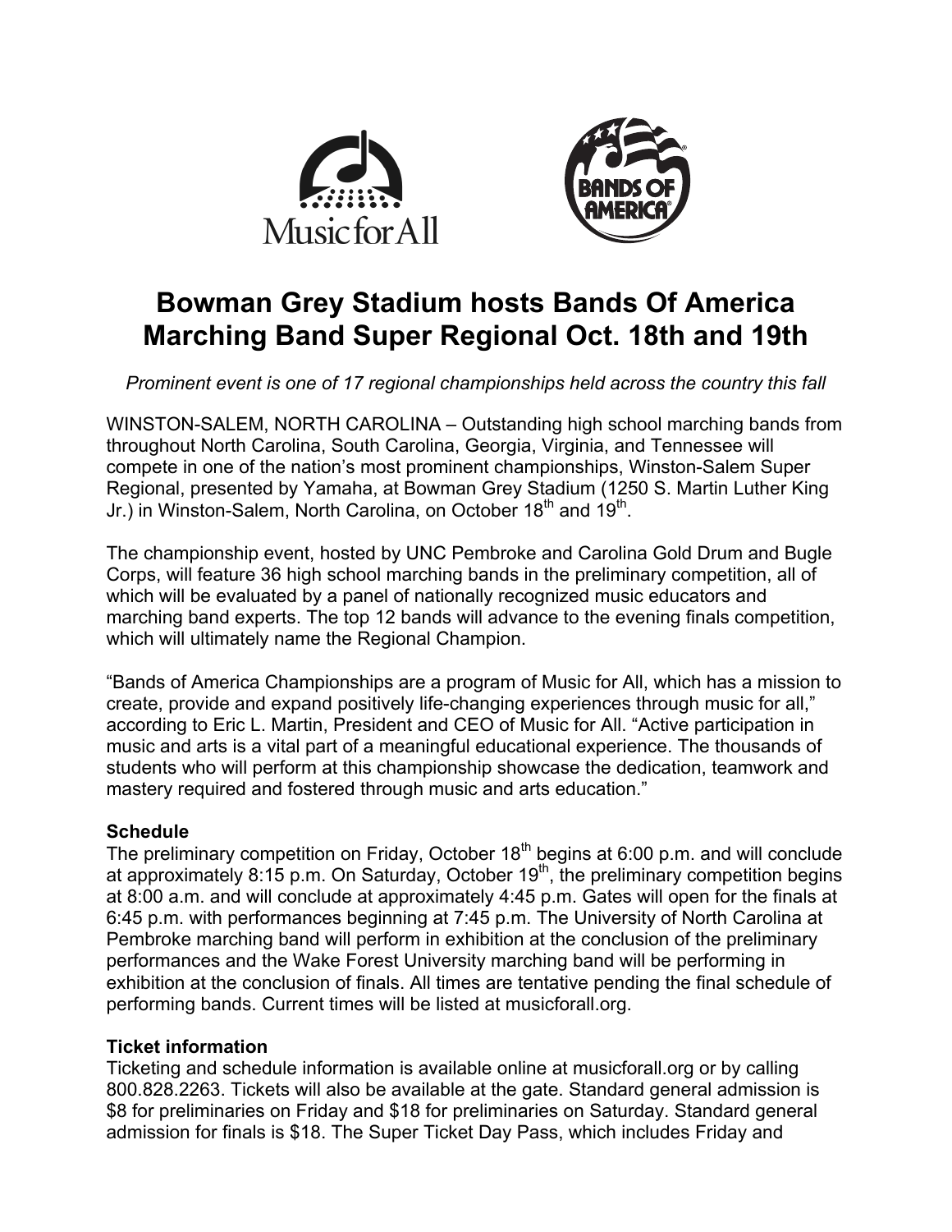# Bowman Grey Stadium hosts Bands Of America Marching Band Super Regional Oct. 18th and 19th

*Prominent event is one of 17 regional championships held across the country this fall*

WINSTON-SALEM, NORTH CAROLINA – Outstanding high school marching bands from throughout North Carolina, South Carolina, Georgia, Virginia, and Tennessee will compete in one of the nation's most prominent championships, Winston-Salem Super Regional, presented by Yamaha, at Bowman Grey Stadium (1250 S. Martin Luther King Jr.) in Winston-Salem, North Carolina, on October 18th and 19th.

The championship event, hosted by UNC Pembroke and Carolina Gold Drum and Bugle Corps, will feature 36 high school marching bands in the preliminary competition, all of which will be evaluated by a panel of nationally recognized music educators and marching band experts. The top 12 bands will advance to the evening finals competition, which will ultimately name the Regional Champion.

"Bands of America Championships are a program of Music for All, which has a mission to create, provide and expand positively life-changing experiences through music for all," according to Eric L. Martin, President and CEO of Music for All. "Active participation in music and arts is a vital part of a meaningful educational experience. The thousands of students who will perform at this championship showcase the dedication, teamwork and mastery required and fostered through music and arts education."

**Schedule**

The preliminary competition on Friday, October 18th begins at 6:00 p.m. and will conclude at approximately 8:15 p.m. On Saturday, October 19th, the preliminary competition begins at 8:00 a.m. and will conclude at approximately 4:45 p.m. Gates will open for the finals at 6:45 p.m. with performances beginning at 7:45 p.m. The University of North Carolina at Pembroke marching band will perform in exhibition at the conclusion of the preliminary performances and the Wake Forest University marching band will be performing in exhibition at the conclusion of finals. All times are tentative pending the final schedule of performing bands. Current times will be listed at musicforall.org.

**Ticket information**

Ticketing and schedule information is available online at musicforall.org or by calling 800.828.2263. Tickets will also be available at the gate. Standard general admission is $8 for preliminaries on Friday and $18 for preliminaries on Saturday. Standard general admission for finals is $18. The Super Ticket Day Pass, which includes Friday and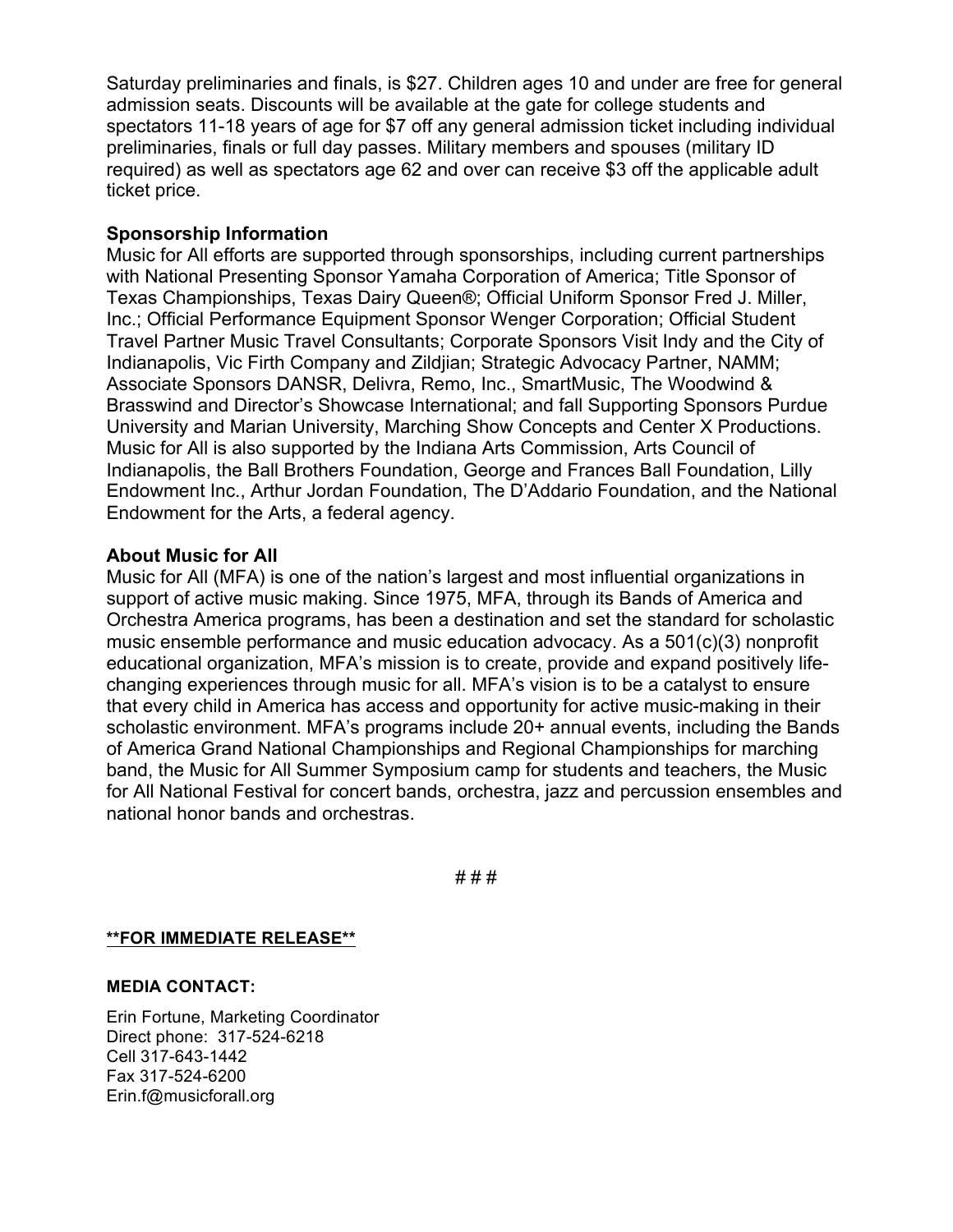Saturday preliminaries and finals, is $27. Children ages 10 and under are free for general admission seats. Discounts will be available at the gate for college students and spectators 11-18 years of age for $7 off any general admission ticket including individual preliminaries, finals or full day passes. Military members and spouses (military ID required) as well as spectators age 62 and over can receive $3 off the applicable adult ticket price.

**Sponsorship Information**

Music for All efforts are supported through sponsorships, including current partnerships with National Presenting Sponsor Yamaha Corporation of America; Title Sponsor of Texas Championships, Texas Dairy Queen®; Official Uniform Sponsor Fred J. Miller, Inc.; Official Performance Equipment Sponsor Wenger Corporation; Official Student Travel Partner Music Travel Consultants; Corporate Sponsors Visit Indy and the City of Indianapolis, Vic Firth Company and Zildjian; Strategic Advocacy Partner, NAMM; Associate Sponsors DANSR, Delivra, Remo, Inc., SmartMusic, The Woodwind & Brasswind and Director's Showcase International; and fall Supporting Sponsors Purdue University and Marian University, Marching Show Concepts and Center X Productions. Music for All is also supported by the Indiana Arts Commission, Arts Council of Indianapolis, the Ball Brothers Foundation, George and Frances Ball Foundation, Lilly Endowment Inc., Arthur Jordan Foundation, The D'Addario Foundation, and the National Endowment for the Arts, a federal agency.

**About Music for All**

Music for All (MFA) is one of the nation's largest and most influential organizations in support of active music making. Since 1975, MFA, through its Bands of America and Orchestra America programs, has been a destination and set the standard for scholastic music ensemble performance and music education advocacy. As a 501(c)(3) nonprofit educational organization, MFA's mission is to create, provide and expand positively life-changing experiences through music for all. MFA's vision is to be a catalyst to ensure that every child in America has access and opportunity for active music-making in their scholastic environment. MFA's programs include 20+ annual events, including the Bands of America Grand National Championships and Regional Championships for marching band, the Music for All Summer Symposium camp for students and teachers, the Music for All National Festival for concert bands, orchestra, jazz and percussion ensembles and national honor bands and orchestras.

# # #

**<u>\*\*FOR IMMEDIATE RELEASE\*\*</u>**

**MEDIA CONTACT:**

Erin Fortune, Marketing Coordinator
Direct phone: 317-524-6218
Cell 317-643-1442
Fax 317-524-6200
Erin.f@musicforall.org